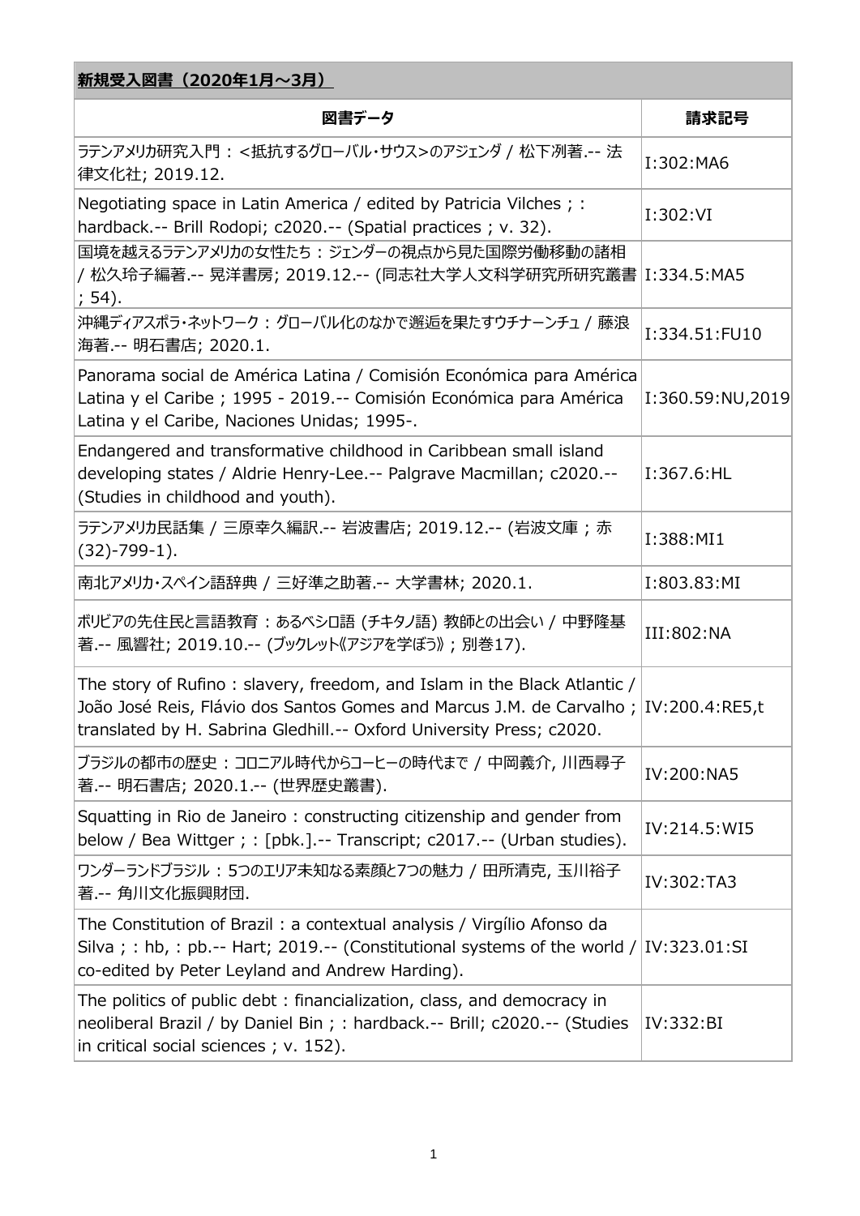## 新規受入図書（2020年1月～3月）

| 図書データ | 請求記号 |
|---|---|
| ラテンアメリカ研究入門 : <抵抗するグローバル・サウス>のアジェンダ / 松下冽著.-- 法律文化社; 2019.12. | I:302:MA6 |
| Negotiating space in Latin America / edited by Patricia Vilches ; : hardback.-- Brill Rodopi; c2020.-- (Spatial practices ; v. 32). | I:302:VI |
| 国境を越えるラテンアメリカの女性たち : ジェンダーの視点から見た国際労働移動の諸相 / 松久玲子編著.-- 晃洋書房; 2019.12.-- (同志社大学人文科学研究所研究叢書 ; 54). | I:334.5:MA5 |
| 沖縄ディアスポラ・ネットワーク : グローバル化のなかで邂逅を果たすウチナーンチュ / 藤浪海著.-- 明石書店; 2020.1. | I:334.51:FU10 |
| Panorama social de América Latina / Comisión Económica para América Latina y el Caribe ; 1995 - 2019.-- Comisión Económica para América Latina y el Caribe, Naciones Unidas; 1995-. | I:360.59:NU,2019 |
| Endangered and transformative childhood in Caribbean small island developing states / Aldrie Henry-Lee.-- Palgrave Macmillan; c2020.-- (Studies in childhood and youth). | I:367.6:HL |
| ラテンアメリカ民話集 / 三原幸久編訳.-- 岩波書店; 2019.12.-- (岩波文庫 ; 赤(32)-799-1). | I:388:MI1 |
| 南北アメリカ・スペイン語辞典 / 三好準之助著.-- 大学書林; 2020.1. | I:803.83:MI |
| ボリビアの先住民と言語教育 : あるベシロ語 (チキタノ語) 教師との出会い / 中野隆基著.-- 風響社; 2019.10.-- (ブックレット《アジアを学ぼう》 ; 別巻17). | III:802:NA |
| The story of Rufino : slavery, freedom, and Islam in the Black Atlantic / João José Reis, Flávio dos Santos Gomes and Marcus J.M. de Carvalho ; translated by H. Sabrina Gledhill.-- Oxford University Press; c2020. | IV:200.4:RE5,t |
| ブラジルの都市の歴史 : コロニアル時代からコーヒーの時代まで / 中岡義介, 川西尋子著.-- 明石書店; 2020.1.-- (世界歴史叢書). | IV:200:NA5 |
| Squatting in Rio de Janeiro : constructing citizenship and gender from below / Bea Wittger ; : [pbk.].-- Transcript; c2017.-- (Urban studies). | IV:214.5:WI5 |
| ワンダーランドブラジル : 5つのエリア未知なる素顔と7つの魅力 / 田所清克, 玉川裕子著.-- 角川文化振興財団. | IV:302:TA3 |
| The Constitution of Brazil : a contextual analysis / Virgílio Afonso da Silva ; : hb, : pb.-- Hart; 2019.-- (Constitutional systems of the world / co-edited by Peter Leyland and Andrew Harding). | IV:323.01:SI |
| The politics of public debt : financialization, class, and democracy in neoliberal Brazil / by Daniel Bin ; : hardback.-- Brill; c2020.-- (Studies in critical social sciences ; v. 152). | IV:332:BI |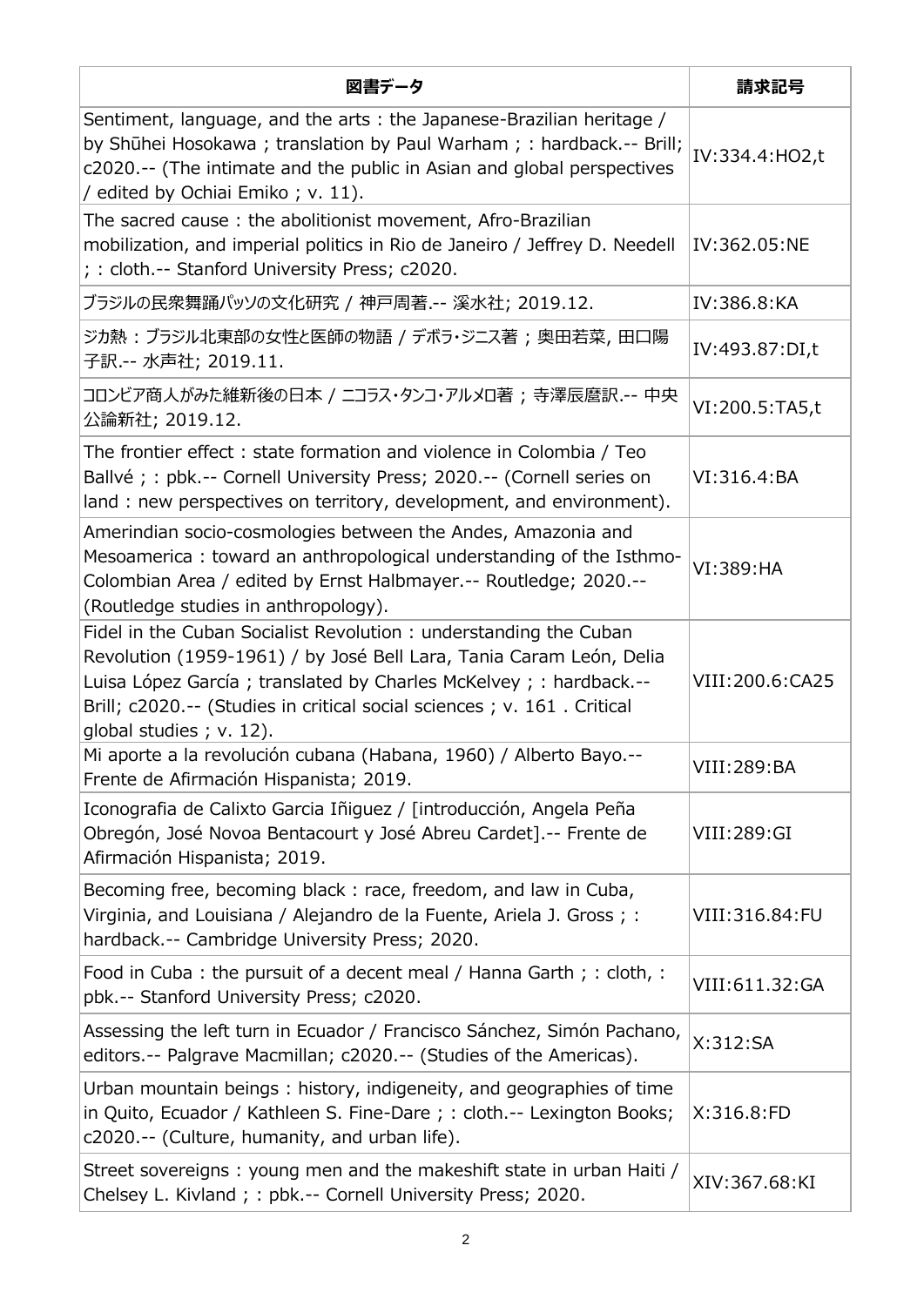| 図書データ | 請求記号 |
| --- | --- |
| Sentiment, language, and the arts : the Japanese-Brazilian heritage / by Shūhei Hosokawa ; translation by Paul Warham ; : hardback.-- Brill; c2020.-- (The intimate and the public in Asian and global perspectives / edited by Ochiai Emiko ; v. 11). | IV:334.4:HO2,t |
| The sacred cause : the abolitionist movement, Afro-Brazilian mobilization, and imperial politics in Rio de Janeiro / Jeffrey D. Needell ; : cloth.-- Stanford University Press; c2020. | IV:362.05:NE |
| ブラジルの民衆舞踊パッソの文化研究 / 神戸周著.-- 溪水社; 2019.12. | IV:386.8:KA |
| ジカ熱：ブラジル北東部の女性と医師の物語 / デボラ・ジニス著 ; 奥田若菜, 田口陽子訳.-- 水声社; 2019.11. | IV:493.87:DI,t |
| コロンビア商人がみた維新後の日本 / ニコラス・タンコ・アルメロ著 ; 寺澤辰麿訳.-- 中央公論新社; 2019.12. | VI:200.5:TA5,t |
| The frontier effect : state formation and violence in Colombia / Teo Ballvé ; : pbk.-- Cornell University Press; 2020.-- (Cornell series on land : new perspectives on territory, development, and environment). | VI:316.4:BA |
| Amerindian socio-cosmologies between the Andes, Amazonia and Mesoamerica : toward an anthropological understanding of the Isthmo-Colombian Area / edited by Ernst Halbmayer.-- Routledge; 2020.-- (Routledge studies in anthropology). | VI:389:HA |
| Fidel in the Cuban Socialist Revolution : understanding the Cuban Revolution (1959-1961) / by José Bell Lara, Tania Caram León, Delia Luisa López García ; translated by Charles McKelvey ; : hardback.-- Brill; c2020.-- (Studies in critical social sciences ; v. 161 . Critical global studies ; v. 12). | VIII:200.6:CA25 |
| Mi aporte a la revolución cubana (Habana, 1960) / Alberto Bayo.-- Frente de Afirmación Hispanista; 2019. | VIII:289:BA |
| Iconografia de Calixto Garcia Iñiguez / [introducción, Angela Peña Obregón, José Novoa Bentacourt y José Abreu Cardet].-- Frente de Afirmación Hispanista; 2019. | VIII:289:GI |
| Becoming free, becoming black : race, freedom, and law in Cuba, Virginia, and Louisiana / Alejandro de la Fuente, Ariela J. Gross ; : hardback.-- Cambridge University Press; 2020. | VIII:316.84:FU |
| Food in Cuba : the pursuit of a decent meal / Hanna Garth ; : cloth, : pbk.-- Stanford University Press; c2020. | VIII:611.32:GA |
| Assessing the left turn in Ecuador / Francisco Sánchez, Simón Pachano, editors.-- Palgrave Macmillan; c2020.-- (Studies of the Americas). | X:312:SA |
| Urban mountain beings : history, indigeneity, and geographies of time in Quito, Ecuador / Kathleen S. Fine-Dare ; : cloth.-- Lexington Books; c2020.-- (Culture, humanity, and urban life). | X:316.8:FD |
| Street sovereigns : young men and the makeshift state in urban Haiti / Chelsey L. Kivland ; : pbk.-- Cornell University Press; 2020. | XIV:367.68:KI |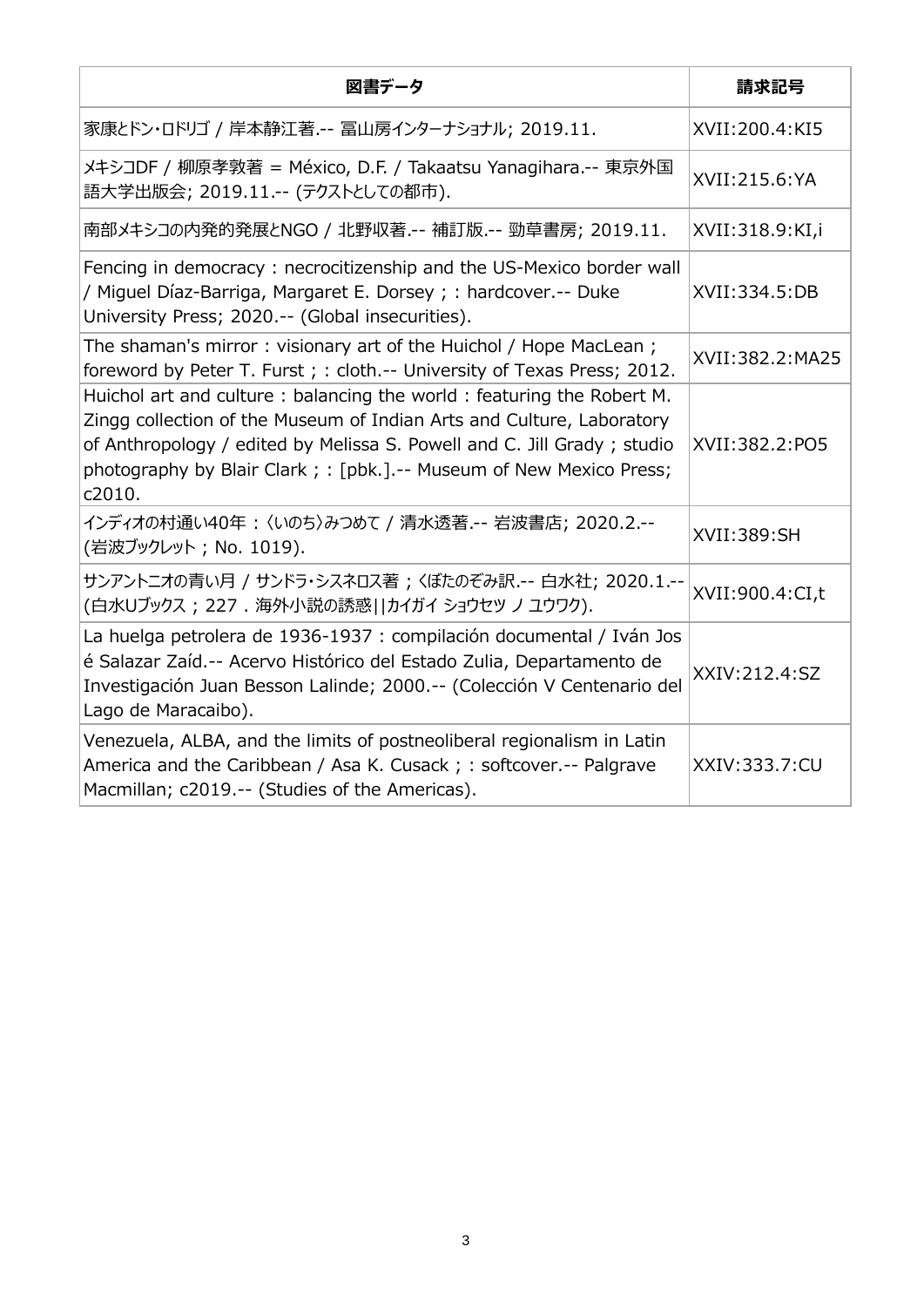| 図書データ | 請求記号 |
|---|---|
| 家康とドン・ロドリゴ / 岸本静江著.-- 冨山房インターナショナル; 2019.11. | XVII:200.4:KI5 |
| メキシコDF / 柳原孝敦著 = México, D.F. / Takaatsu Yanagihara.-- 東京外国語大学出版会; 2019.11.-- (テクストとしての都市). | XVII:215.6:YA |
| 南部メキシコの内発的発展とNGO / 北野収著.-- 補訂版.-- 勁草書房; 2019.11. | XVII:318.9:KI,i |
| Fencing in democracy : necrocitizenship and the US-Mexico border wall / Miguel Díaz-Barriga, Margaret E. Dorsey ; : hardcover.-- Duke University Press; 2020.-- (Global insecurities). | XVII:334.5:DB |
| The shaman's mirror : visionary art of the Huichol / Hope MacLean ; foreword by Peter T. Furst ; : cloth.-- University of Texas Press; 2012. | XVII:382.2:MA25 |
| Huichol art and culture : balancing the world : featuring the Robert M. Zingg collection of the Museum of Indian Arts and Culture, Laboratory of Anthropology / edited by Melissa S. Powell and C. Jill Grady ; studio photography by Blair Clark ; : [pbk.].-- Museum of New Mexico Press; c2010. | XVII:382.2:PO5 |
| インディオの村通い40年 : 〈いのち〉みつめて / 清水透著.-- 岩波書店; 2020.2.-- (岩波ブックレット ; No. 1019). | XVII:389:SH |
| サンアントニオの青い月 / サンドラ・シスネロス著 ; くぼたのぞみ訳.-- 白水社; 2020.1.-- (白水Uブックス ; 227 . 海外小説の誘惑\|\|カイガイ ショウセツ ノ ユウワク). | XVII:900.4:CI,t |
| La huelga petrolera de 1936-1937 : compilación documental / Iván José Salazar Zaíd.-- Acervo Histórico del Estado Zulia, Departamento de Investigación Juan Besson Lalinde; 2000.-- (Colección V Centenario del Lago de Maracaibo). | XXIV:212.4:SZ |
| Venezuela, ALBA, and the limits of postneoliberal regionalism in Latin America and the Caribbean / Asa K. Cusack ; : softcover.-- Palgrave Macmillan; c2019.-- (Studies of the Americas). | XXIV:333.7:CU |